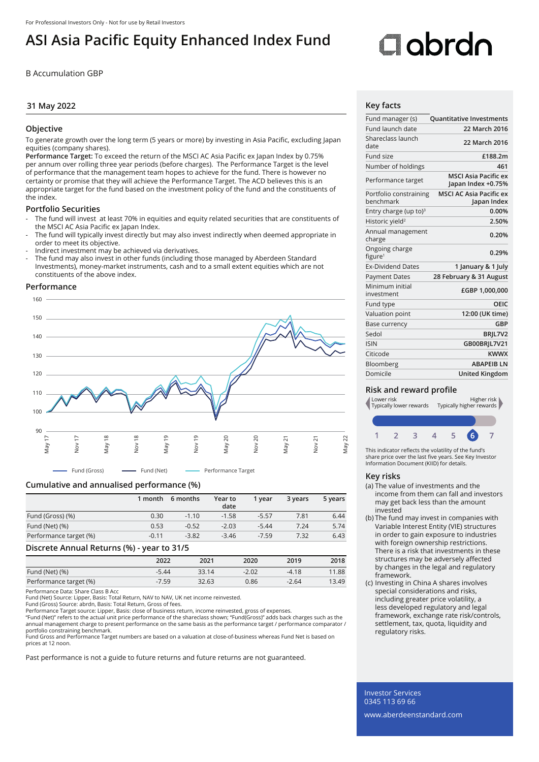For Professional Investors Only - Not for use by Retail Investors

# ASI Asia Pacific Equity Enhanced Index Fund

B Accumulation GBP

31 May 2022

## Objective

To generate growth over the long term (5 years or more) by investing in Asia Pacific, excluding Japan equities (company shares).

**Performance Target:** To exceed the return of the MSCI AC Asia Pacific ex Japan Index by 0.75% per annum over rolling three year periods (before charges). The Performance Target is the level of performance that the management team hopes to achieve for the fund. There is however no certainty or promise that they will achieve the Performance Target. The ACD believes this is an appropriate target for the fund based on the investment policy of the fund and the constituents of the index.

## Portfolio Securities

- The fund will invest at least 70% in equities and equity related securities that are constituents of the MSCI AC Asia Pacific ex Japan Index.
- The fund will typically invest directly but may also invest indirectly when deemed appropriate in order to meet its objective.
- Indirect investment may be achieved via derivatives.
- The fund may also invest in other funds (including those managed by Aberdeen Standard Investments), money-market instruments, cash and to a small extent equities which are not constituents of the above index.

## Performance

Fund (Gross) — Fund (Net) — Performance Target

## Cumulative and annualised performance (%)

| | 1 month | 6 months | Year to date | 1 year | 3 years | 5 years |
|---|---|---|---|---|---|---|
| Fund (Gross) (%) | 0.30 | -1.10 | -1.58 | -5.57 | 7.81 | 6.44 |
| Fund (Net) (%) | 0.53 | -0.52 | -2.03 | -5.44 | 7.24 | 5.74 |
| Performance target (%) | -0.11 | -3.82 | -3.46 | -7.59 | 7.32 | 6.43 |

## Discrete Annual Returns (%) - year to 31/5

| | 2022 | 2021 | 2020 | 2019 | 2018 |
|---|---|---|---|---|---|
| Fund (Net) (%) | -5.44 | 33.14 | -2.02 | -4.18 | 11.88 |
| Performance target (%) | -7.59 | 32.63 | 0.86 | -2.64 | 13.49 |

Performance Data: Share Class B Acc
Fund (Net) Source: Lipper, Basis: Total Return, NAV to NAV, UK net income reinvested.
Fund (Gross) Source: abrdn, Basis: Total Return, Gross of fees.
Performance Target source: Lipper, Basis: close of business return, income reinvested, gross of expenses.
"Fund (Net)" refers to the actual unit price performance of the shareclass shown; "Fund(Gross)" adds back charges such as the annual management charge to present performance on the same basis as the performance target / performance comparator / portfolio constraining benchmark.
Fund Gross and Performance Target numbers are based on a valuation at close-of-business whereas Fund Net is based on prices at 12 noon.

Past performance is not a guide to future returns and future returns are not guaranteed.

## Key facts

| | |
|---|---|
| Fund manager (s) | Quantitative Investments |
| Fund launch date | 22 March 2016 |
| Shareclass launch date | 22 March 2016 |
| Fund size | £188.2m |
| Number of holdings | 461 |
| Performance target | MSCI Asia Pacific ex Japan Index +0.75% |
| Portfolio constraining benchmark | MSCI AC Asia Pacific ex Japan Index |
| Entry charge (up to)[3] | 0.00% |
| Historic yield[2] | 2.50% |
| Annual management charge | 0.20% |
| Ongoing charge figure[1] | 0.29% |
| Ex-Dividend Dates | 1 January & 1 July |
| Payment Dates | 28 February & 31 August |
| Minimum initial investment | £GBP 1,000,000 |
| Fund type | OEIC |
| Valuation point | 12:00 (UK time) |
| Base currency | GBP |
| Sedol | BRJL7V2 |
| ISIN | GB00BRJL7V21 |
| Citicode | KWWX |
| Bloomberg | ABAPEIB LN |
| Domicile | United Kingdom |

## Risk and reward profile

Lower risk — Typically lower rewards | Higher risk — Typically higher rewards

1 2 3 4 5 **6** 7

This indicator reflects the volatility of the fund's share price over the last five years. See Key Investor Information Document (KIID) for details.

## Key risks

(a) The value of investments and the income from them can fall and investors may get back less than the amount invested

(b) The fund may invest in companies with Variable Interest Entity (VIE) structures in order to gain exposure to industries with foreign ownership restrictions. There is a risk that investments in these structures may be adversely affected by changes in the legal and regulatory framework.

(c) Investing in China A shares involves special considerations and risks, including greater price volatility, a less developed regulatory and legal framework, exchange rate risk/controls, settlement, tax, quota, liquidity and regulatory risks.

Investor Services
0345 113 69 66

www.aberdeenstandard.com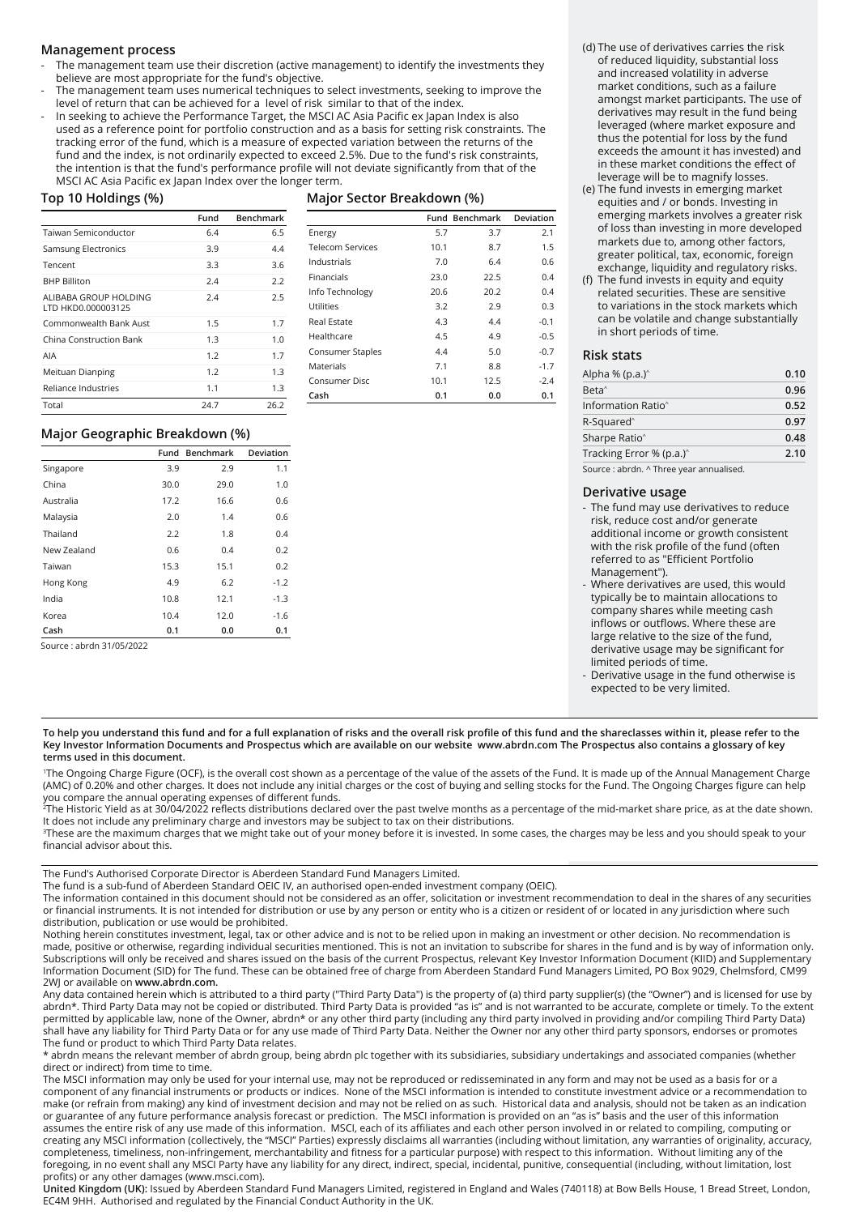## Management process

- The management team use their discretion (active management) to identify the investments they believe are most appropriate for the fund's objective.
- The management team uses numerical techniques to select investments, seeking to improve the level of return that can be achieved for a level of risk similar to that of the index.
- In seeking to achieve the Performance Target, the MSCI AC Asia Pacific ex Japan Index is also used as a reference point for portfolio construction and as a basis for setting risk constraints. The tracking error of the fund, which is a measure of expected variation between the returns of the fund and the index, is not ordinarily expected to exceed 2.5%. Due to the fund's risk constraints, the intention is that the fund's performance profile will not deviate significantly from that of the MSCI AC Asia Pacific ex Japan Index over the longer term.

## Top 10 Holdings (%)

| | Fund | Benchmark |
|---|---|---|
| Taiwan Semiconductor | 6.4 | 6.5 |
| Samsung Electronics | 3.9 | 4.4 |
| Tencent | 3.3 | 3.6 |
| BHP Billiton | 2.4 | 2.2 |
| ALIBABA GROUP HOLDING LTD HKD0.000003125 | 2.4 | 2.5 |
| Commonwealth Bank Aust | 1.5 | 1.7 |
| China Construction Bank | 1.3 | 1.0 |
| AIA | 1.2 | 1.7 |
| Meituan Dianping | 1.2 | 1.3 |
| Reliance Industries | 1.1 | 1.3 |
| Total | 24.7 | 26.2 |

## Major Sector Breakdown (%)

| | Fund | Benchmark | Deviation |
|---|---|---|---|
| Energy | 5.7 | 3.7 | 2.1 |
| Telecom Services | 10.1 | 8.7 | 1.5 |
| Industrials | 7.0 | 6.4 | 0.6 |
| Financials | 23.0 | 22.5 | 0.4 |
| Info Technology | 20.6 | 20.2 | 0.4 |
| Utilities | 3.2 | 2.9 | 0.3 |
| Real Estate | 4.3 | 4.4 | -0.1 |
| Healthcare | 4.5 | 4.9 | -0.5 |
| Consumer Staples | 4.4 | 5.0 | -0.7 |
| Materials | 7.1 | 8.8 | -1.7 |
| Consumer Disc | 10.1 | 12.5 | -2.4 |
| **Cash** | **0.1** | **0.0** | **0.1** |

## Major Geographic Breakdown (%)

| | Fund | Benchmark | Deviation |
|---|---|---|---|
| Singapore | 3.9 | 2.9 | 1.1 |
| China | 30.0 | 29.0 | 1.0 |
| Australia | 17.2 | 16.6 | 0.6 |
| Malaysia | 2.0 | 1.4 | 0.6 |
| Thailand | 2.2 | 1.8 | 0.4 |
| New Zealand | 0.6 | 0.4 | 0.2 |
| Taiwan | 15.3 | 15.1 | 0.2 |
| Hong Kong | 4.9 | 6.2 | -1.2 |
| India | 10.8 | 12.1 | -1.3 |
| Korea | 10.4 | 12.0 | -1.6 |
| **Cash** | **0.1** | **0.0** | **0.1** |

Source : abrdn 31/05/2022

(d) The use of derivatives carries the risk of reduced liquidity, substantial loss and increased volatility in adverse market conditions, such as a failure amongst market participants. The use of derivatives may result in the fund being leveraged (where market exposure and thus the potential for loss by the fund exceeds the amount it has invested) and in these market conditions the effect of leverage will be to magnify losses.

(e) The fund invests in emerging market equities and / or bonds. Investing in emerging markets involves a greater risk of loss than investing in more developed markets due to, among other factors, greater political, tax, economic, foreign exchange, liquidity and regulatory risks.

(f) The fund invests in equity and equity related securities. These are sensitive to variations in the stock markets which can be volatile and change substantially in short periods of time.

## Risk stats

| | |
|---|---|
| Alpha % (p.a.)^ | **0.10** |
| Beta^ | **0.96** |
| Information Ratio^ | **0.52** |
| R-Squared^ | **0.97** |
| Sharpe Ratio^ | **0.48** |
| Tracking Error % (p.a.)^ | **2.10** |

Source : abrdn. ^ Three year annualised.

## Derivative usage

- The fund may use derivatives to reduce risk, reduce cost and/or generate additional income or growth consistent with the risk profile of the fund (often referred to as "Efficient Portfolio Management").
- Where derivatives are used, this would typically be to maintain allocations to company shares while meeting cash inflows or outflows. Where these are large relative to the size of the fund, derivative usage may be significant for limited periods of time.
- Derivative usage in the fund otherwise is expected to be very limited.

**To help you understand this fund and for a full explanation of risks and the overall risk profile of this fund and the shareclasses within it, please refer to the Key Investor Information Documents and Prospectus which are available on our website www.abrdn.com The Prospectus also contains a glossary of key terms used in this document.**

[1]The Ongoing Charge Figure (OCF), is the overall cost shown as a percentage of the value of the assets of the Fund. It is made up of the Annual Management Charge (AMC) of 0.20% and other charges. It does not include any initial charges or the cost of buying and selling stocks for the Fund. The Ongoing Charges figure can help you compare the annual operating expenses of different funds.

[2]The Historic Yield as at 30/04/2022 reflects distributions declared over the past twelve months as a percentage of the mid-market share price, as at the date shown. It does not include any preliminary charge and investors may be subject to tax on their distributions.

[3]These are the maximum charges that we might take out of your money before it is invested. In some cases, the charges may be less and you should speak to your financial advisor about this.

The Fund's Authorised Corporate Director is Aberdeen Standard Fund Managers Limited.

The fund is a sub-fund of Aberdeen Standard OEIC IV, an authorised open-ended investment company (OEIC).

The information contained in this document should not be considered as an offer, solicitation or investment recommendation to deal in the shares of any securities or financial instruments. It is not intended for distribution or use by any person or entity who is a citizen or resident of or located in any jurisdiction where such distribution, publication or use would be prohibited.

Nothing herein constitutes investment, legal, tax or other advice and is not to be relied upon in making an investment or other decision. No recommendation is made, positive or otherwise, regarding individual securities mentioned. This is not an invitation to subscribe for shares in the fund and is by way of information only. Subscriptions will only be received and shares issued on the basis of the current Prospectus, relevant Key Investor Information Document (KIID) and Supplementary Information Document (SID) for the fund. These can be obtained free of charge from Aberdeen Standard Fund Managers Limited, PO Box 9029, Chelmsford, CM99 2WJ or available on **www.abrdn.com.**

Any data contained herein which is attributed to a third party ("Third Party Data") is the property of (a) third party supplier(s) (the "Owner") and is licensed for use by abrdn*. Third Party Data may not be copied or distributed. Third Party Data is provided "as is" and is not warranted to be accurate, complete or timely. To the extent permitted by applicable law, none of the Owner, abrdn* or any other third party (including any third party involved in providing and/or compiling Third Party Data) shall have any liability for Third Party Data or for any use made of Third Party Data. Neither the Owner nor any other third party sponsors, endorses or promotes The fund or product to which Third Party Data relates.

* abrdn means the relevant member of abrdn group, being abrdn plc together with its subsidiaries, subsidiary undertakings and associated companies (whether direct or indirect) from time to time.

The MSCI information may only be used for your internal use, may not be reproduced or redisseminated in any form and may not be used as a basis for or a component of any financial instruments or products or indices. None of the MSCI information is intended to constitute investment advice or a recommendation to make (or refrain from making) any kind of investment decision and may not be relied on as such. Historical data and analysis, should not be taken as an indication or guarantee of any future performance analysis forecast or prediction. The MSCI information is provided on an "as is" basis and the user of this information assumes the entire risk of any use made of this information. MSCI, each of its affiliates and each other person involved in or related to compiling, computing or creating any MSCI information (collectively, the "MSCI" Parties) expressly disclaims all warranties (including without limitation, any warranties of originality, accuracy, completeness, timeliness, non-infringement, merchantability and fitness for a particular purpose) with respect to this information. Without limiting any of the foregoing, in no event shall any MSCI Party have any liability for any direct, indirect, special, incidental, punitive, consequential (including, without limitation, lost profits) or any other damages (www.msci.com).

**United Kingdom (UK):** Issued by Aberdeen Standard Fund Managers Limited, registered in England and Wales (740118) at Bow Bells House, 1 Bread Street, London, EC4M 9HH. Authorised and regulated by the Financial Conduct Authority in the UK.